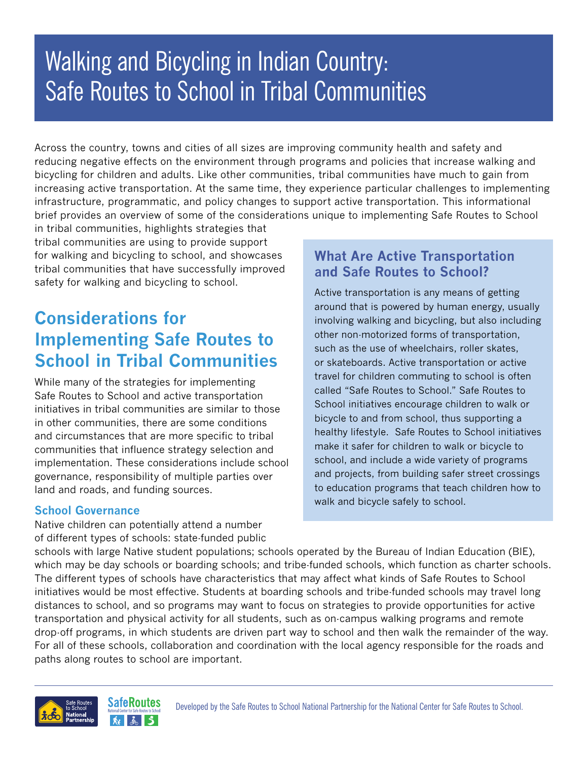# Walking and Bicycling in Indian Country: Safe Routes to School in Tribal Communities

Across the country, towns and cities of all sizes are improving community health and safety and reducing negative effects on the environment through programs and policies that increase walking and bicycling for children and adults. Like other communities, tribal communities have much to gain from increasing active transportation. At the same time, they experience particular challenges to implementing infrastructure, programmatic, and policy changes to support active transportation. This informational brief provides an overview of some of the considerations unique to implementing Safe Routes to School in tribal communities, highlights strategies that tribal communities are using to provide support for walking and bicycling to school, and showcases tribal communities that have successfully improved safety for walking and bicycling to school.

### What Are Active Transportation and Safe Routes to School?

Active transportation is any means of getting around that is powered by human energy, usually involving walking and bicycling, but also including other non-motorized forms of transportation, such as the use of wheelchairs, roller skates, or skateboards. Active transportation or active travel for children commuting to school is often called "Safe Routes to School." Safe Routes to School initiatives encourage children to walk or bicycle to and from school, thus supporting a healthy lifestyle. Safe Routes to School initiatives make it safer for children to walk or bicycle to school, and include a wide variety of programs and projects, from building safer street crossings to education programs that teach children how to walk and bicycle safely to school.

## Considerations for Implementing Safe Routes to School in Tribal Communities

While many of the strategies for implementing Safe Routes to School and active transportation initiatives in tribal communities are similar to those in other communities, there are some conditions and circumstances that are more specific to tribal communities that influence strategy selection and implementation. These considerations include school governance, responsibility of multiple parties over land and roads, and funding sources.

### School Governance

Native children can potentially attend a number of different types of schools: state-funded public schools with large Native student populations; schools operated by the Bureau of Indian Education (BIE), which may be day schools or boarding schools; and tribe-funded schools, which function as charter schools. The different types of schools have characteristics that may affect what kinds of Safe Routes to School initiatives would be most effective. Students at boarding schools and tribe-funded schools may travel long distances to school, and so programs may want to focus on strategies to provide opportunities for active transportation and physical activity for all students, such as on-campus walking programs and remote drop-off programs, in which students are driven part way to school and then walk the remainder of the way. For all of these schools, collaboration and coordination with the local agency responsible for the roads and paths along routes to school are important.

Developed by the Safe Routes to School National Partnership for the National Center for Safe Routes to School.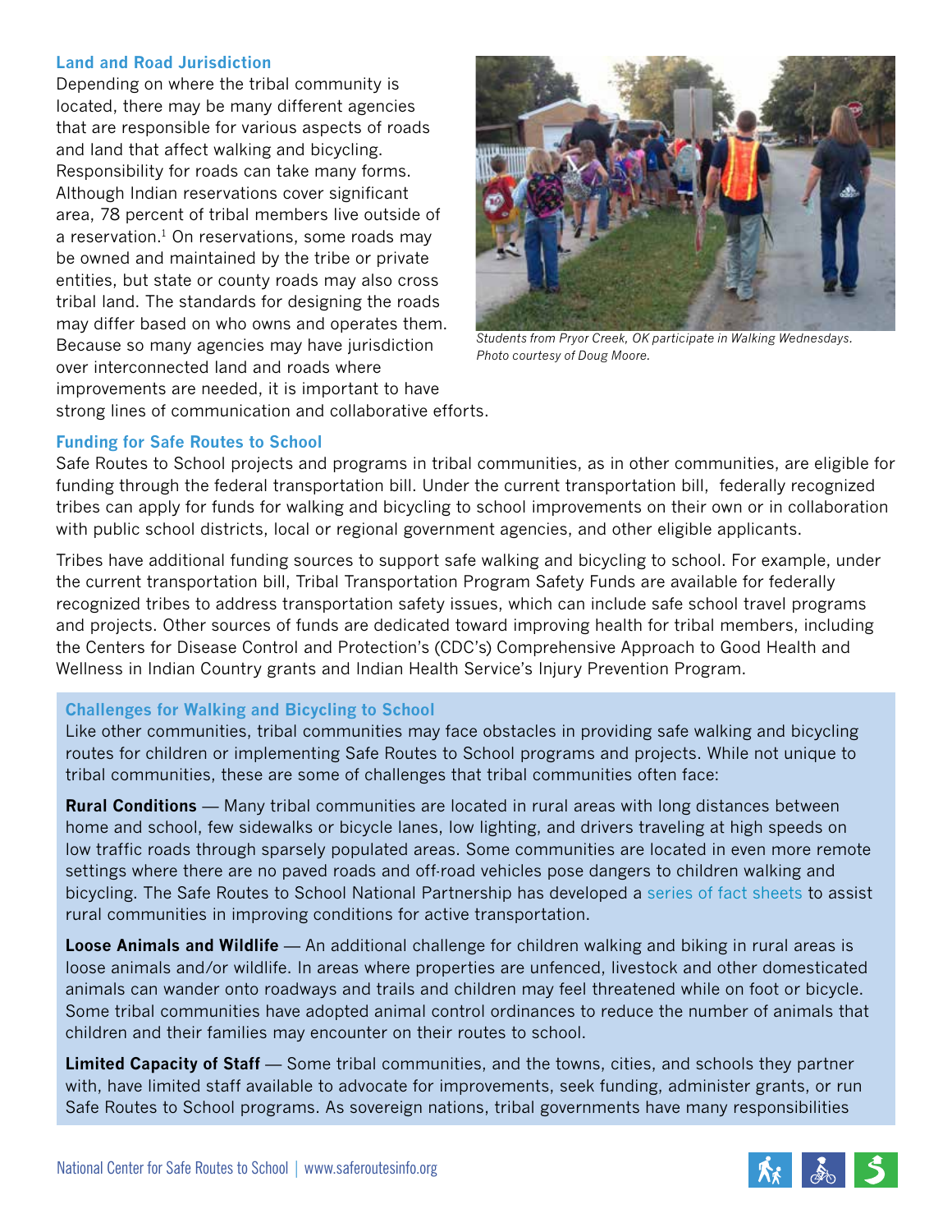### Land and Road Jurisdiction

Depending on where the tribal community is located, there may be many different agencies that are responsible for various aspects of roads and land that affect walking and bicycling. Responsibility for roads can take many forms. Although Indian reservations cover significant area, 78 percent of tribal members live outside of a reservation.[1] On reservations, some roads may be owned and maintained by the tribe or private entities, but state or county roads may also cross tribal land. The standards for designing the roads may differ based on who owns and operates them. Because so many agencies may have jurisdiction over interconnected land and roads where improvements are needed, it is important to have strong lines of communication and collaborative efforts.

*Students from Pryor Creek, OK participate in Walking Wednesdays. Photo courtesy of Doug Moore.*

### Funding for Safe Routes to School

Safe Routes to School projects and programs in tribal communities, as in other communities, are eligible for funding through the federal transportation bill. Under the current transportation bill, federally recognized tribes can apply for funds for walking and bicycling to school improvements on their own or in collaboration with public school districts, local or regional government agencies, and other eligible applicants.

Tribes have additional funding sources to support safe walking and bicycling to school. For example, under the current transportation bill, Tribal Transportation Program Safety Funds are available for federally recognized tribes to address transportation safety issues, which can include safe school travel programs and projects. Other sources of funds are dedicated toward improving health for tribal members, including the Centers for Disease Control and Protection's (CDC's) Comprehensive Approach to Good Health and Wellness in Indian Country grants and Indian Health Service's Injury Prevention Program.

### Challenges for Walking and Bicycling to School

Like other communities, tribal communities may face obstacles in providing safe walking and bicycling routes for children or implementing Safe Routes to School programs and projects. While not unique to tribal communities, these are some of challenges that tribal communities often face:

**Rural Conditions** — Many tribal communities are located in rural areas with long distances between home and school, few sidewalks or bicycle lanes, low lighting, and drivers traveling at high speeds on low traffic roads through sparsely populated areas. Some communities are located in even more remote settings where there are no paved roads and off-road vehicles pose dangers to children walking and bicycling. The Safe Routes to School National Partnership has developed a series of fact sheets to assist rural communities in improving conditions for active transportation.

**Loose Animals and Wildlife** — An additional challenge for children walking and biking in rural areas is loose animals and/or wildlife. In areas where properties are unfenced, livestock and other domesticated animals can wander onto roadways and trails and children may feel threatened while on foot or bicycle. Some tribal communities have adopted animal control ordinances to reduce the number of animals that children and their families may encounter on their routes to school.

**Limited Capacity of Staff** — Some tribal communities, and the towns, cities, and schools they partner with, have limited staff available to advocate for improvements, seek funding, administer grants, or run Safe Routes to School programs. As sovereign nations, tribal governments have many responsibilities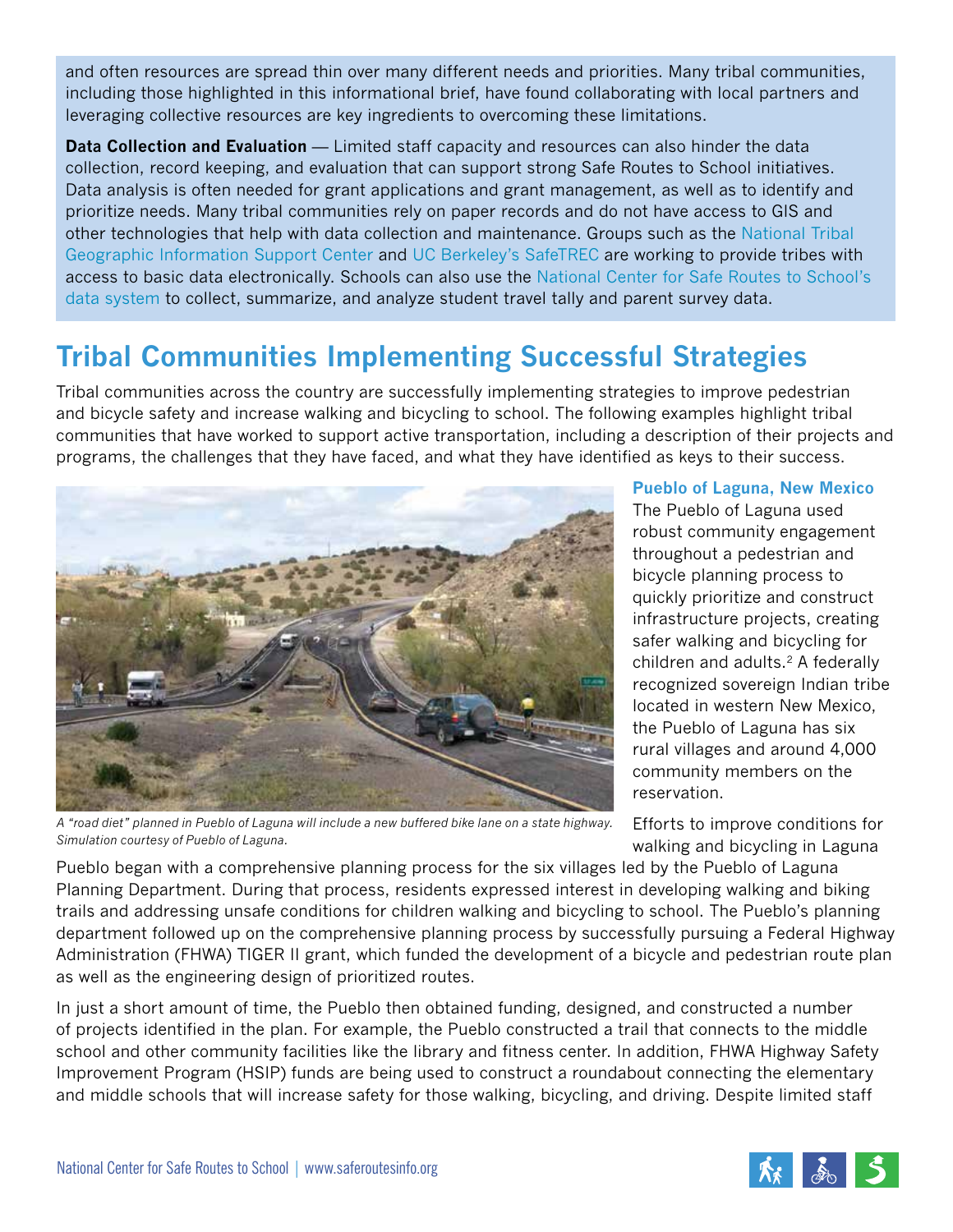and often resources are spread thin over many different needs and priorities. Many tribal communities, including those highlighted in this informational brief, have found collaborating with local partners and leveraging collective resources are key ingredients to overcoming these limitations.

**Data Collection and Evaluation** — Limited staff capacity and resources can also hinder the data collection, record keeping, and evaluation that can support strong Safe Routes to School initiatives. Data analysis is often needed for grant applications and grant management, as well as to identify and prioritize needs. Many tribal communities rely on paper records and do not have access to GIS and other technologies that help with data collection and maintenance. Groups such as the National Tribal Geographic Information Support Center and UC Berkeley's SafeTREC are working to provide tribes with access to basic data electronically. Schools can also use the National Center for Safe Routes to School's data system to collect, summarize, and analyze student travel tally and parent survey data.

## Tribal Communities Implementing Successful Strategies

Tribal communities across the country are successfully implementing strategies to improve pedestrian and bicycle safety and increase walking and bicycling to school. The following examples highlight tribal communities that have worked to support active transportation, including a description of their projects and programs, the challenges that they have faced, and what they have identified as keys to their success.

*A "road diet" planned in Pueblo of Laguna will include a new buffered bike lane on a state highway. Simulation courtesy of Pueblo of Laguna.*

### Pueblo of Laguna, New Mexico

The Pueblo of Laguna used robust community engagement throughout a pedestrian and bicycle planning process to quickly prioritize and construct infrastructure projects, creating safer walking and bicycling for children and adults.[2] A federally recognized sovereign Indian tribe located in western New Mexico, the Pueblo of Laguna has six rural villages and around 4,000 community members on the reservation.

Efforts to improve conditions for walking and bicycling in Laguna Pueblo began with a comprehensive planning process for the six villages led by the Pueblo of Laguna Planning Department. During that process, residents expressed interest in developing walking and biking trails and addressing unsafe conditions for children walking and bicycling to school. The Pueblo's planning department followed up on the comprehensive planning process by successfully pursuing a Federal Highway Administration (FHWA) TIGER II grant, which funded the development of a bicycle and pedestrian route plan as well as the engineering design of prioritized routes.

In just a short amount of time, the Pueblo then obtained funding, designed, and constructed a number of projects identified in the plan. For example, the Pueblo constructed a trail that connects to the middle school and other community facilities like the library and fitness center. In addition, FHWA Highway Safety Improvement Program (HSIP) funds are being used to construct a roundabout connecting the elementary and middle schools that will increase safety for those walking, bicycling, and driving. Despite limited staff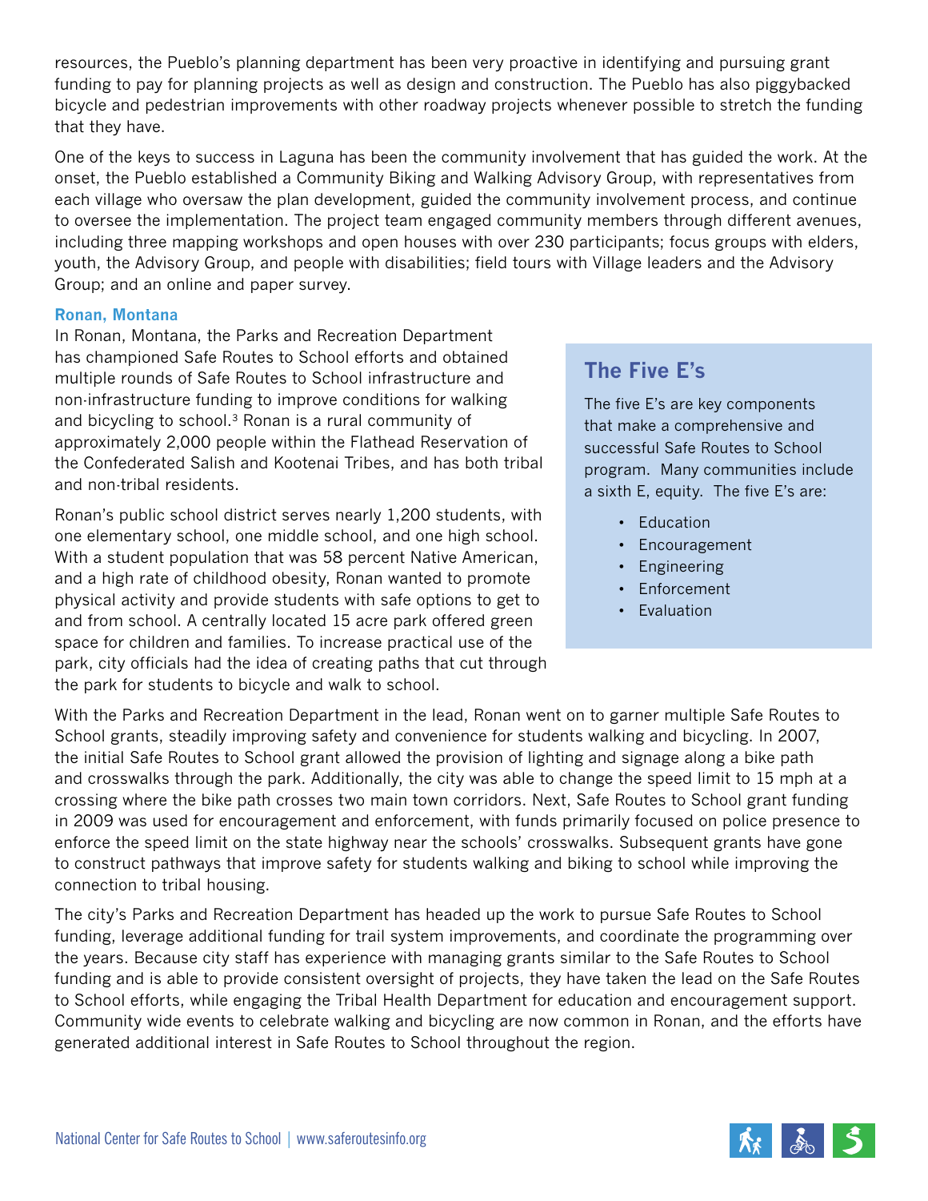resources, the Pueblo's planning department has been very proactive in identifying and pursuing grant funding to pay for planning projects as well as design and construction. The Pueblo has also piggybacked bicycle and pedestrian improvements with other roadway projects whenever possible to stretch the funding that they have.

One of the keys to success in Laguna has been the community involvement that has guided the work. At the onset, the Pueblo established a Community Biking and Walking Advisory Group, with representatives from each village who oversaw the plan development, guided the community involvement process, and continue to oversee the implementation. The project team engaged community members through different avenues, including three mapping workshops and open houses with over 230 participants; focus groups with elders, youth, the Advisory Group, and people with disabilities; field tours with Village leaders and the Advisory Group; and an online and paper survey.

### Ronan, Montana

In Ronan, Montana, the Parks and Recreation Department has championed Safe Routes to School efforts and obtained multiple rounds of Safe Routes to School infrastructure and non-infrastructure funding to improve conditions for walking and bicycling to school.[3] Ronan is a rural community of approximately 2,000 people within the Flathead Reservation of the Confederated Salish and Kootenai Tribes, and has both tribal and non-tribal residents.

Ronan's public school district serves nearly 1,200 students, with one elementary school, one middle school, and one high school. With a student population that was 58 percent Native American, and a high rate of childhood obesity, Ronan wanted to promote physical activity and provide students with safe options to get to and from school. A centrally located 15 acre park offered green space for children and families. To increase practical use of the park, city officials had the idea of creating paths that cut through the park for students to bicycle and walk to school.

> ## The Five E's
>
> The five E's are key components that make a comprehensive and successful Safe Routes to School program. Many communities include a sixth E, equity. The five E's are:
>
> - Education
> - Encouragement
> - Engineering
> - Enforcement
> - Evaluation

With the Parks and Recreation Department in the lead, Ronan went on to garner multiple Safe Routes to School grants, steadily improving safety and convenience for students walking and bicycling. In 2007, the initial Safe Routes to School grant allowed the provision of lighting and signage along a bike path and crosswalks through the park. Additionally, the city was able to change the speed limit to 15 mph at a crossing where the bike path crosses two main town corridors. Next, Safe Routes to School grant funding in 2009 was used for encouragement and enforcement, with funds primarily focused on police presence to enforce the speed limit on the state highway near the schools' crosswalks. Subsequent grants have gone to construct pathways that improve safety for students walking and biking to school while improving the connection to tribal housing.

The city's Parks and Recreation Department has headed up the work to pursue Safe Routes to School funding, leverage additional funding for trail system improvements, and coordinate the programming over the years. Because city staff has experience with managing grants similar to the Safe Routes to School funding and is able to provide consistent oversight of projects, they have taken the lead on the Safe Routes to School efforts, while engaging the Tribal Health Department for education and encouragement support. Community wide events to celebrate walking and bicycling are now common in Ronan, and the efforts have generated additional interest in Safe Routes to School throughout the region.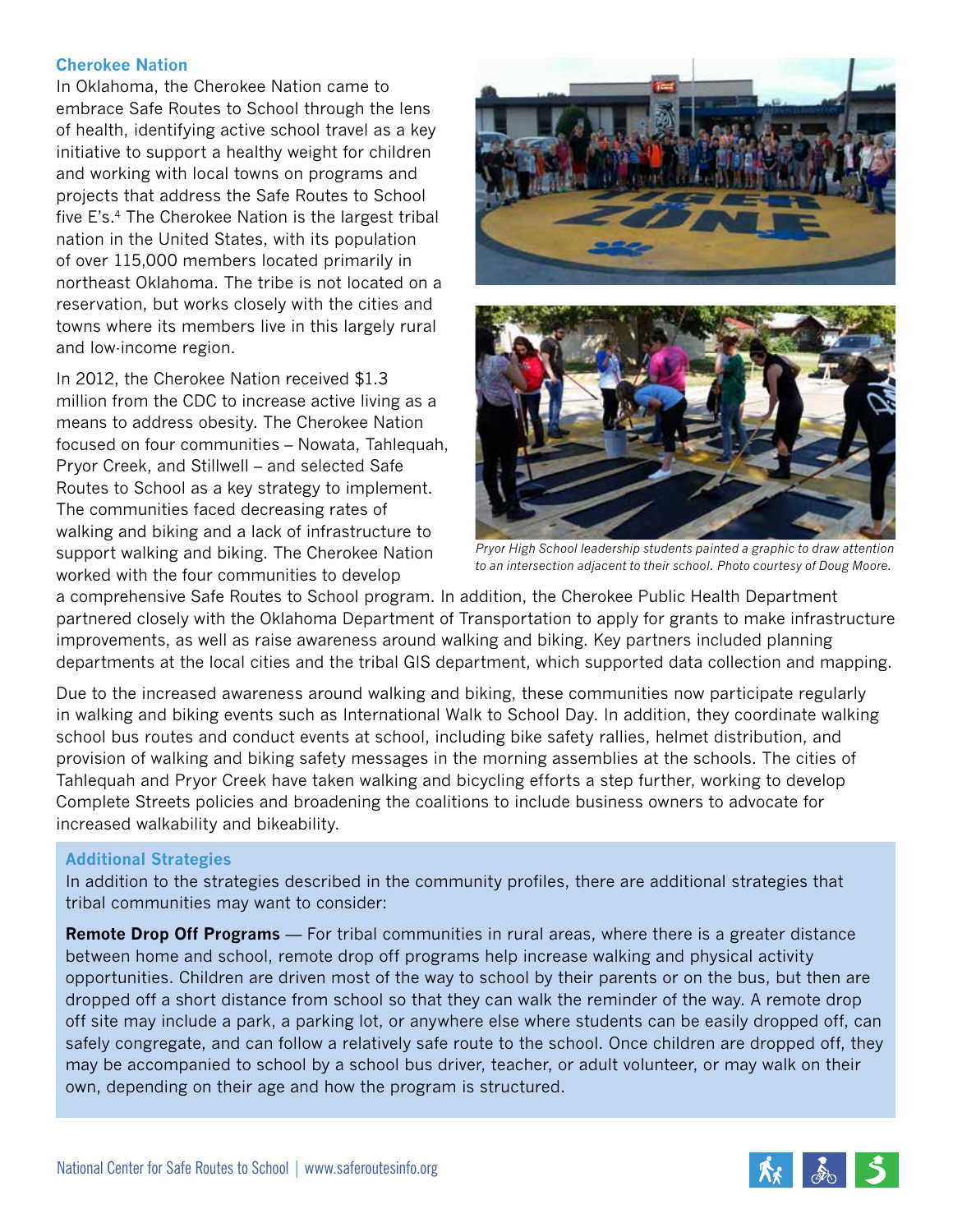### Cherokee Nation

In Oklahoma, the Cherokee Nation came to embrace Safe Routes to School through the lens of health, identifying active school travel as a key initiative to support a healthy weight for children and working with local towns on programs and projects that address the Safe Routes to School five E's.[4] The Cherokee Nation is the largest tribal nation in the United States, with its population of over 115,000 members located primarily in northeast Oklahoma. The tribe is not located on a reservation, but works closely with the cities and towns where its members live in this largely rural and low-income region.

In 2012, the Cherokee Nation received $1.3 million from the CDC to increase active living as a means to address obesity. The Cherokee Nation focused on four communities – Nowata, Tahlequah, Pryor Creek, and Stillwell – and selected Safe Routes to School as a key strategy to implement. The communities faced decreasing rates of walking and biking and a lack of infrastructure to support walking and biking. The Cherokee Nation worked with the four communities to develop a comprehensive Safe Routes to School program. In addition, the Cherokee Public Health Department partnered closely with the Oklahoma Department of Transportation to apply for grants to make infrastructure improvements, as well as raise awareness around walking and biking. Key partners included planning departments at the local cities and the tribal GIS department, which supported data collection and mapping.

*Pryor High School leadership students painted a graphic to draw attention to an intersection adjacent to their school. Photo courtesy of Doug Moore.*

Due to the increased awareness around walking and biking, these communities now participate regularly in walking and biking events such as International Walk to School Day. In addition, they coordinate walking school bus routes and conduct events at school, including bike safety rallies, helmet distribution, and provision of walking and biking safety messages in the morning assemblies at the schools. The cities of Tahlequah and Pryor Creek have taken walking and bicycling efforts a step further, working to develop Complete Streets policies and broadening the coalitions to include business owners to advocate for increased walkability and bikeability.

### Additional Strategies

In addition to the strategies described in the community profiles, there are additional strategies that tribal communities may want to consider:

**Remote Drop Off Programs** — For tribal communities in rural areas, where there is a greater distance between home and school, remote drop off programs help increase walking and physical activity opportunities. Children are driven most of the way to school by their parents or on the bus, but then are dropped off a short distance from school so that they can walk the reminder of the way. A remote drop off site may include a park, a parking lot, or anywhere else where students can be easily dropped off, can safely congregate, and can follow a relatively safe route to the school. Once children are dropped off, they may be accompanied to school by a school bus driver, teacher, or adult volunteer, or may walk on their own, depending on their age and how the program is structured.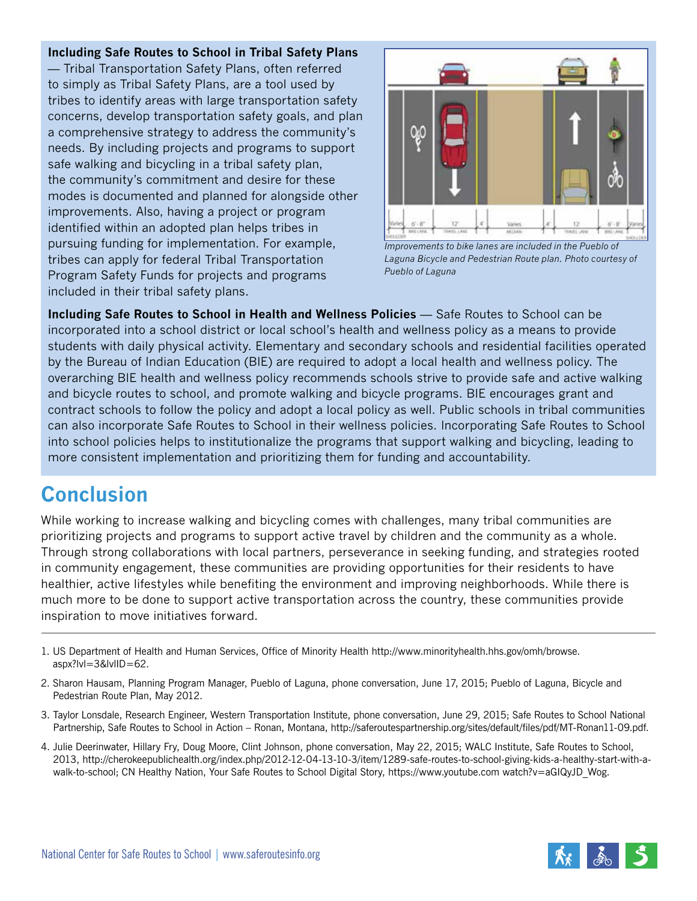**Including Safe Routes to School in Tribal Safety Plans** — Tribal Transportation Safety Plans, often referred to simply as Tribal Safety Plans, are a tool used by tribes to identify areas with large transportation safety concerns, develop transportation safety goals, and plan a comprehensive strategy to address the community's needs. By including projects and programs to support safe walking and bicycling in a tribal safety plan, the community's commitment and desire for these modes is documented and planned for alongside other improvements. Also, having a project or program identified within an adopted plan helps tribes in pursuing funding for implementation. For example, tribes can apply for federal Tribal Transportation Program Safety Funds for projects and programs included in their tribal safety plans.

*Improvements to bike lanes are included in the Pueblo of Laguna Bicycle and Pedestrian Route plan. Photo courtesy of Pueblo of Laguna*

**Including Safe Routes to School in Health and Wellness Policies** — Safe Routes to School can be incorporated into a school district or local school's health and wellness policy as a means to provide students with daily physical activity. Elementary and secondary schools and residential facilities operated by the Bureau of Indian Education (BIE) are required to adopt a local health and wellness policy. The overarching BIE health and wellness policy recommends schools strive to provide safe and active walking and bicycle routes to school, and promote walking and bicycle programs. BIE encourages grant and contract schools to follow the policy and adopt a local policy as well. Public schools in tribal communities can also incorporate Safe Routes to School in their wellness policies. Incorporating Safe Routes to School into school policies helps to institutionalize the programs that support walking and bicycling, leading to more consistent implementation and prioritizing them for funding and accountability.

## Conclusion

While working to increase walking and bicycling comes with challenges, many tribal communities are prioritizing projects and programs to support active travel by children and the community as a whole. Through strong collaborations with local partners, perseverance in seeking funding, and strategies rooted in community engagement, these communities are providing opportunities for their residents to have healthier, active lifestyles while benefiting the environment and improving neighborhoods. While there is much more to be done to support active transportation across the country, these communities provide inspiration to move initiatives forward.

---

1. US Department of Health and Human Services, Office of Minority Health http://www.minorityhealth.hhs.gov/omh/browse.aspx?lvl=3&lvlID=62.
2. Sharon Hausam, Planning Program Manager, Pueblo of Laguna, phone conversation, June 17, 2015; Pueblo of Laguna, Bicycle and Pedestrian Route Plan, May 2012.
3. Taylor Lonsdale, Research Engineer, Western Transportation Institute, phone conversation, June 29, 2015; Safe Routes to School National Partnership, Safe Routes to School in Action – Ronan, Montana, http://saferoutespartnership.org/sites/default/files/pdf/MT-Ronan11-09.pdf.
4. Julie Deerinwater, Hillary Fry, Doug Moore, Clint Johnson, phone conversation, May 22, 2015; WALC Institute, Safe Routes to School, 2013, http://cherokeepublichealth.org/index.php/2012-12-04-13-10-3/item/1289-safe-routes-to-school-giving-kids-a-healthy-start-with-a-walk-to-school; CN Healthy Nation, Your Safe Routes to School Digital Story, https://www.youtube.com watch?v=aGIQyJD_Wog.